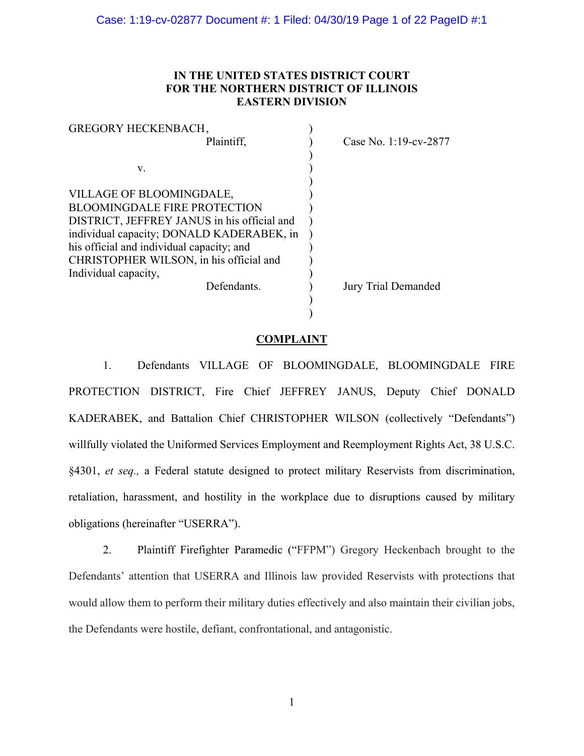**IN THE UNITED STATES DISTRICT COURT**
**FOR THE NORTHERN DISTRICT OF ILLINOIS**
**EASTERN DIVISION**

GREGORY HECKENBACH,
Plaintiff,

v.

VILLAGE OF BLOOMINGDALE, BLOOMINGDALE FIRE PROTECTION DISTRICT, JEFFREY JANUS in his official and individual capacity; DONALD KADERABEK, in his official and individual capacity; and CHRISTOPHER WILSON, in his official and Individual capacity,
Defendants.

Case No. 1:19-cv-2877

Jury Trial Demanded

**COMPLAINT**

1. Defendants VILLAGE OF BLOOMINGDALE, BLOOMINGDALE FIRE PROTECTION DISTRICT, Fire Chief JEFFREY JANUS, Deputy Chief DONALD KADERABEK, and Battalion Chief CHRISTOPHER WILSON (collectively "Defendants") willfully violated the Uniformed Services Employment and Reemployment Rights Act, 38 U.S.C. §4301, *et seq.,* a Federal statute designed to protect military Reservists from discrimination, retaliation, harassment, and hostility in the workplace due to disruptions caused by military obligations (hereinafter "USERRA").

2. Plaintiff Firefighter Paramedic ("FFPM") Gregory Heckenbach brought to the Defendants' attention that USERRA and Illinois law provided Reservists with protections that would allow them to perform their military duties effectively and also maintain their civilian jobs, the Defendants were hostile, defiant, confrontational, and antagonistic.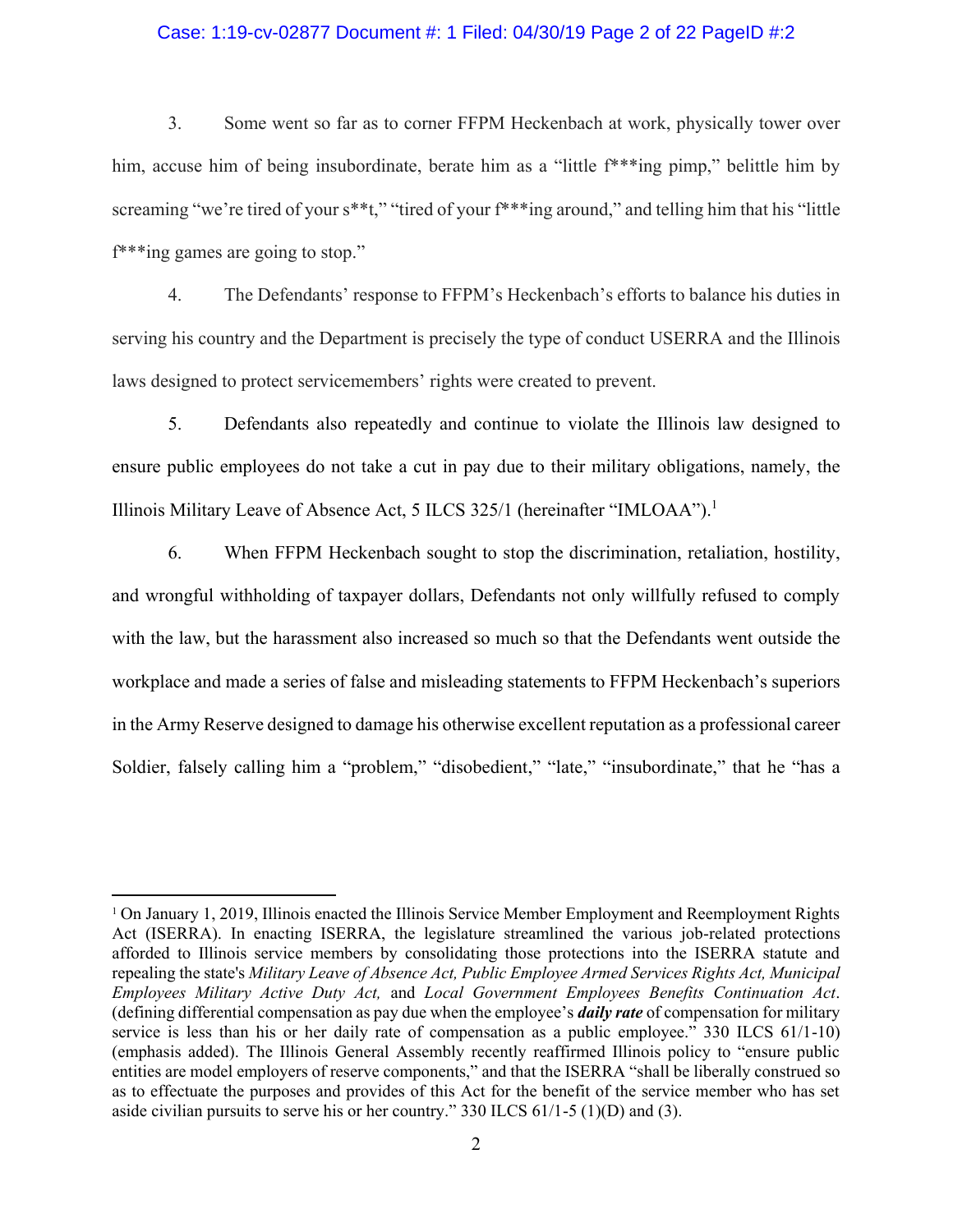3. Some went so far as to corner FFPM Heckenbach at work, physically tower over him, accuse him of being insubordinate, berate him as a "little f***ing pimp," belittle him by screaming "we're tired of your s**t," "tired of your f***ing around," and telling him that his "little f***ing games are going to stop."

4. The Defendants' response to FFPM's Heckenbach's efforts to balance his duties in serving his country and the Department is precisely the type of conduct USERRA and the Illinois laws designed to protect servicemembers' rights were created to prevent.

5. Defendants also repeatedly and continue to violate the Illinois law designed to ensure public employees do not take a cut in pay due to their military obligations, namely, the Illinois Military Leave of Absence Act, 5 ILCS 325/1 (hereinafter "IMLOAA").[1]

6. When FFPM Heckenbach sought to stop the discrimination, retaliation, hostility, and wrongful withholding of taxpayer dollars, Defendants not only willfully refused to comply with the law, but the harassment also increased so much so that the Defendants went outside the workplace and made a series of false and misleading statements to FFPM Heckenbach's superiors in the Army Reserve designed to damage his otherwise excellent reputation as a professional career Soldier, falsely calling him a "problem," "disobedient," "late," "insubordinate," that he "has a

---

[1] On January 1, 2019, Illinois enacted the Illinois Service Member Employment and Reemployment Rights Act (ISERRA). In enacting ISERRA, the legislature streamlined the various job-related protections afforded to Illinois service members by consolidating those protections into the ISERRA statute and repealing the state's *Military Leave of Absence Act, Public Employee Armed Services Rights Act, Municipal Employees Military Active Duty Act,* and *Local Government Employees Benefits Continuation Act*. (defining differential compensation as pay due when the employee's ***daily rate*** of compensation for military service is less than his or her daily rate of compensation as a public employee." 330 ILCS 61/1-10) (emphasis added). The Illinois General Assembly recently reaffirmed Illinois policy to "ensure public entities are model employers of reserve components," and that the ISERRA "shall be liberally construed so as to effectuate the purposes and provides of this Act for the benefit of the service member who has set aside civilian pursuits to serve his or her country." 330 ILCS 61/1-5 (1)(D) and (3).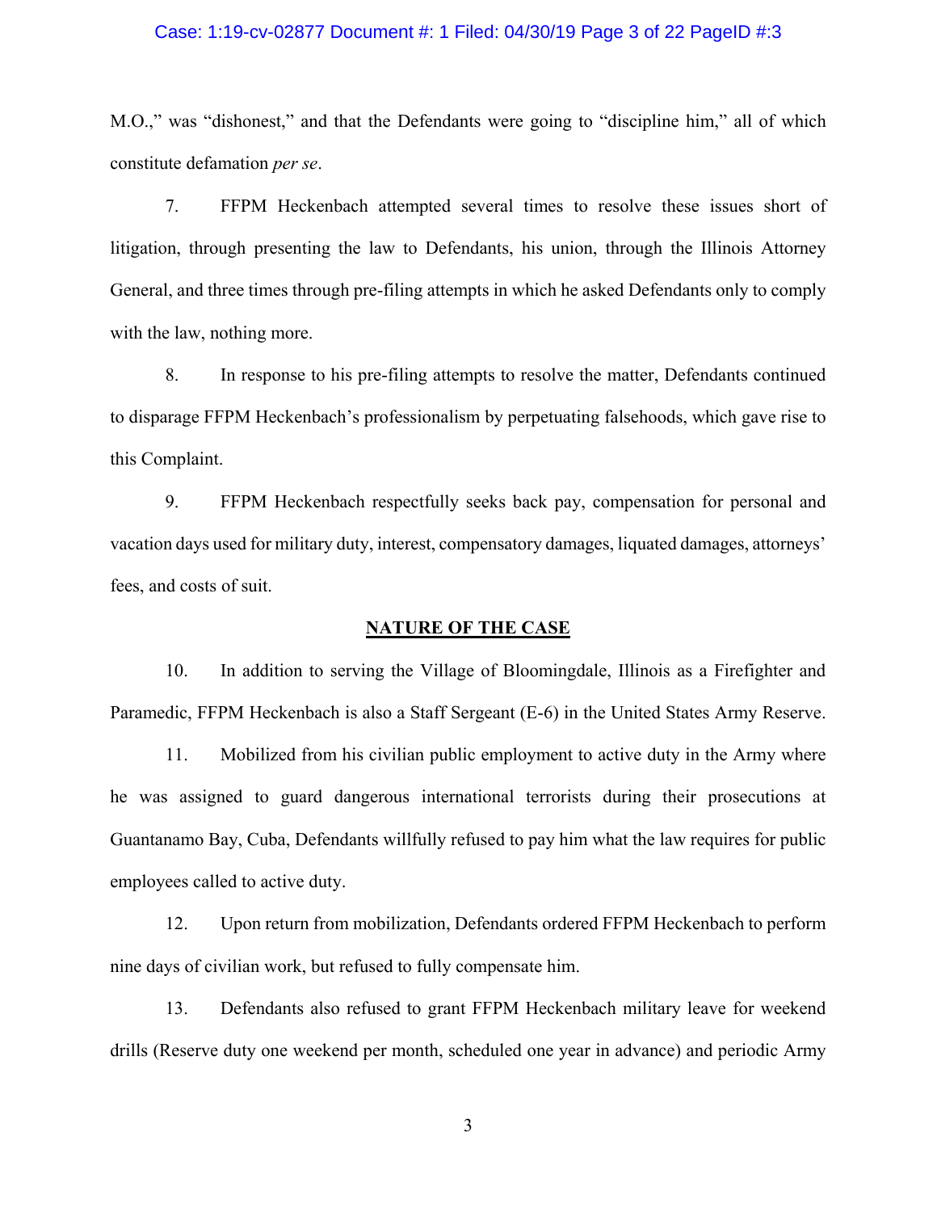M.O.," was "dishonest," and that the Defendants were going to "discipline him," all of which constitute defamation *per se*.

7. FFPM Heckenbach attempted several times to resolve these issues short of litigation, through presenting the law to Defendants, his union, through the Illinois Attorney General, and three times through pre-filing attempts in which he asked Defendants only to comply with the law, nothing more.

8. In response to his pre-filing attempts to resolve the matter, Defendants continued to disparage FFPM Heckenbach's professionalism by perpetuating falsehoods, which gave rise to this Complaint.

9. FFPM Heckenbach respectfully seeks back pay, compensation for personal and vacation days used for military duty, interest, compensatory damages, liquated damages, attorneys' fees, and costs of suit.

## NATURE OF THE CASE

10. In addition to serving the Village of Bloomingdale, Illinois as a Firefighter and Paramedic, FFPM Heckenbach is also a Staff Sergeant (E-6) in the United States Army Reserve.

11. Mobilized from his civilian public employment to active duty in the Army where he was assigned to guard dangerous international terrorists during their prosecutions at Guantanamo Bay, Cuba, Defendants willfully refused to pay him what the law requires for public employees called to active duty.

12. Upon return from mobilization, Defendants ordered FFPM Heckenbach to perform nine days of civilian work, but refused to fully compensate him.

13. Defendants also refused to grant FFPM Heckenbach military leave for weekend drills (Reserve duty one weekend per month, scheduled one year in advance) and periodic Army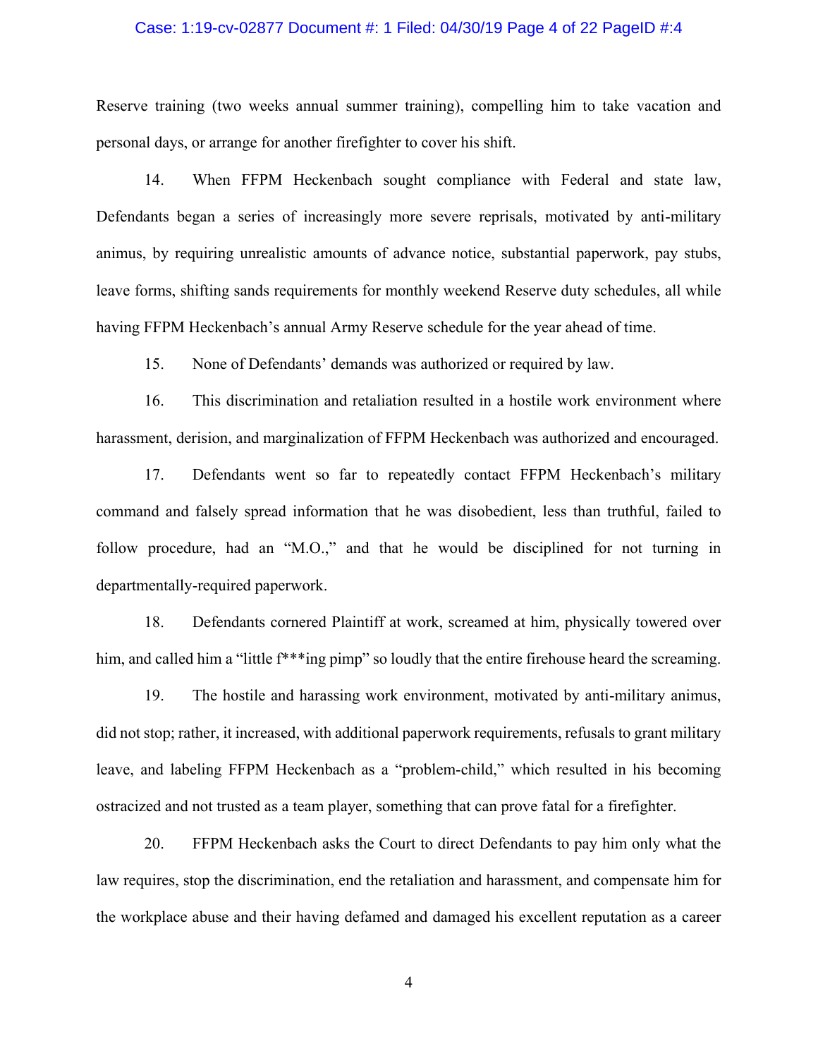Reserve training (two weeks annual summer training), compelling him to take vacation and personal days, or arrange for another firefighter to cover his shift.

14. When FFPM Heckenbach sought compliance with Federal and state law, Defendants began a series of increasingly more severe reprisals, motivated by anti-military animus, by requiring unrealistic amounts of advance notice, substantial paperwork, pay stubs, leave forms, shifting sands requirements for monthly weekend Reserve duty schedules, all while having FFPM Heckenbach's annual Army Reserve schedule for the year ahead of time.

15. None of Defendants' demands was authorized or required by law.

16. This discrimination and retaliation resulted in a hostile work environment where harassment, derision, and marginalization of FFPM Heckenbach was authorized and encouraged.

17. Defendants went so far to repeatedly contact FFPM Heckenbach's military command and falsely spread information that he was disobedient, less than truthful, failed to follow procedure, had an "M.O.," and that he would be disciplined for not turning in departmentally-required paperwork.

18. Defendants cornered Plaintiff at work, screamed at him, physically towered over him, and called him a "little f***ing pimp" so loudly that the entire firehouse heard the screaming.

19. The hostile and harassing work environment, motivated by anti-military animus, did not stop; rather, it increased, with additional paperwork requirements, refusals to grant military leave, and labeling FFPM Heckenbach as a "problem-child," which resulted in his becoming ostracized and not trusted as a team player, something that can prove fatal for a firefighter.

20. FFPM Heckenbach asks the Court to direct Defendants to pay him only what the law requires, stop the discrimination, end the retaliation and harassment, and compensate him for the workplace abuse and their having defamed and damaged his excellent reputation as a career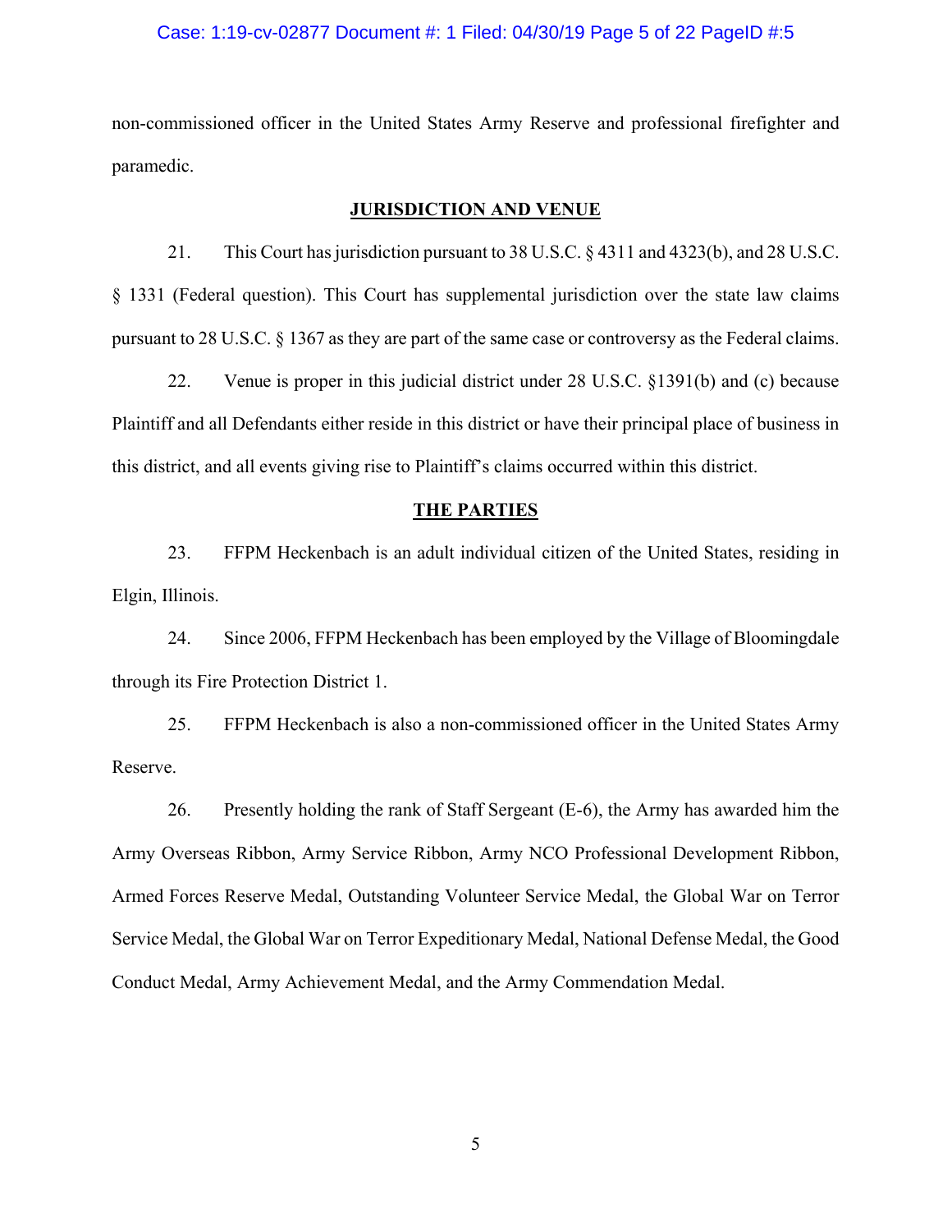non-commissioned officer in the United States Army Reserve and professional firefighter and paramedic.

## JURISDICTION AND VENUE

21. This Court has jurisdiction pursuant to 38 U.S.C. § 4311 and 4323(b), and 28 U.S.C. § 1331 (Federal question). This Court has supplemental jurisdiction over the state law claims pursuant to 28 U.S.C. § 1367 as they are part of the same case or controversy as the Federal claims.

22. Venue is proper in this judicial district under 28 U.S.C. §1391(b) and (c) because Plaintiff and all Defendants either reside in this district or have their principal place of business in this district, and all events giving rise to Plaintiff's claims occurred within this district.

## THE PARTIES

23. FFPM Heckenbach is an adult individual citizen of the United States, residing in Elgin, Illinois.

24. Since 2006, FFPM Heckenbach has been employed by the Village of Bloomingdale through its Fire Protection District 1.

25. FFPM Heckenbach is also a non-commissioned officer in the United States Army Reserve.

26. Presently holding the rank of Staff Sergeant (E-6), the Army has awarded him the Army Overseas Ribbon, Army Service Ribbon, Army NCO Professional Development Ribbon, Armed Forces Reserve Medal, Outstanding Volunteer Service Medal, the Global War on Terror Service Medal, the Global War on Terror Expeditionary Medal, National Defense Medal, the Good Conduct Medal, Army Achievement Medal, and the Army Commendation Medal.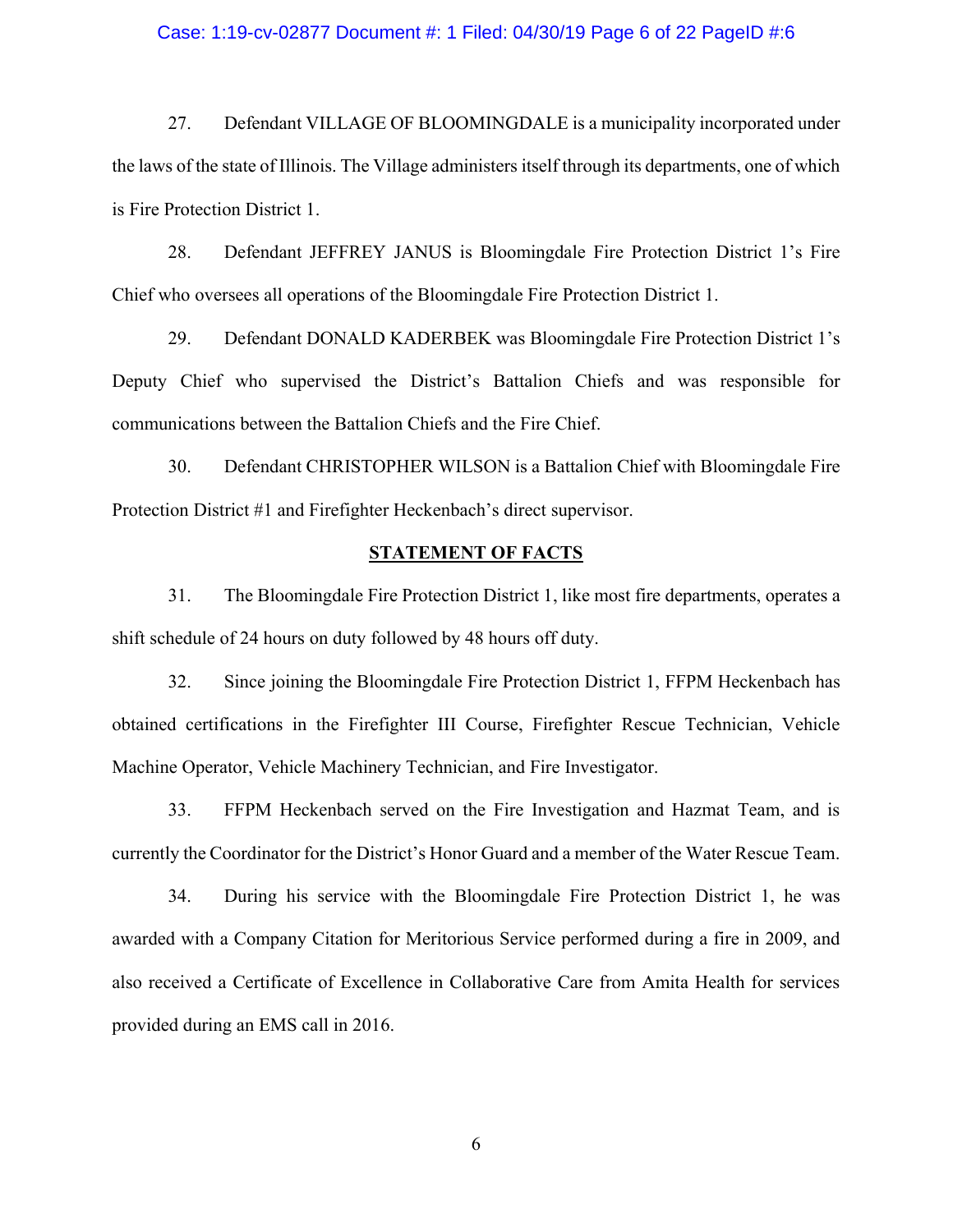27. Defendant VILLAGE OF BLOOMINGDALE is a municipality incorporated under the laws of the state of Illinois. The Village administers itself through its departments, one of which is Fire Protection District 1.

28. Defendant JEFFREY JANUS is Bloomingdale Fire Protection District 1's Fire Chief who oversees all operations of the Bloomingdale Fire Protection District 1.

29. Defendant DONALD KADERBEK was Bloomingdale Fire Protection District 1's Deputy Chief who supervised the District's Battalion Chiefs and was responsible for communications between the Battalion Chiefs and the Fire Chief.

30. Defendant CHRISTOPHER WILSON is a Battalion Chief with Bloomingdale Fire Protection District #1 and Firefighter Heckenbach's direct supervisor.

## STATEMENT OF FACTS

31. The Bloomingdale Fire Protection District 1, like most fire departments, operates a shift schedule of 24 hours on duty followed by 48 hours off duty.

32. Since joining the Bloomingdale Fire Protection District 1, FFPM Heckenbach has obtained certifications in the Firefighter III Course, Firefighter Rescue Technician, Vehicle Machine Operator, Vehicle Machinery Technician, and Fire Investigator.

33. FFPM Heckenbach served on the Fire Investigation and Hazmat Team, and is currently the Coordinator for the District's Honor Guard and a member of the Water Rescue Team.

34. During his service with the Bloomingdale Fire Protection District 1, he was awarded with a Company Citation for Meritorious Service performed during a fire in 2009, and also received a Certificate of Excellence in Collaborative Care from Amita Health for services provided during an EMS call in 2016.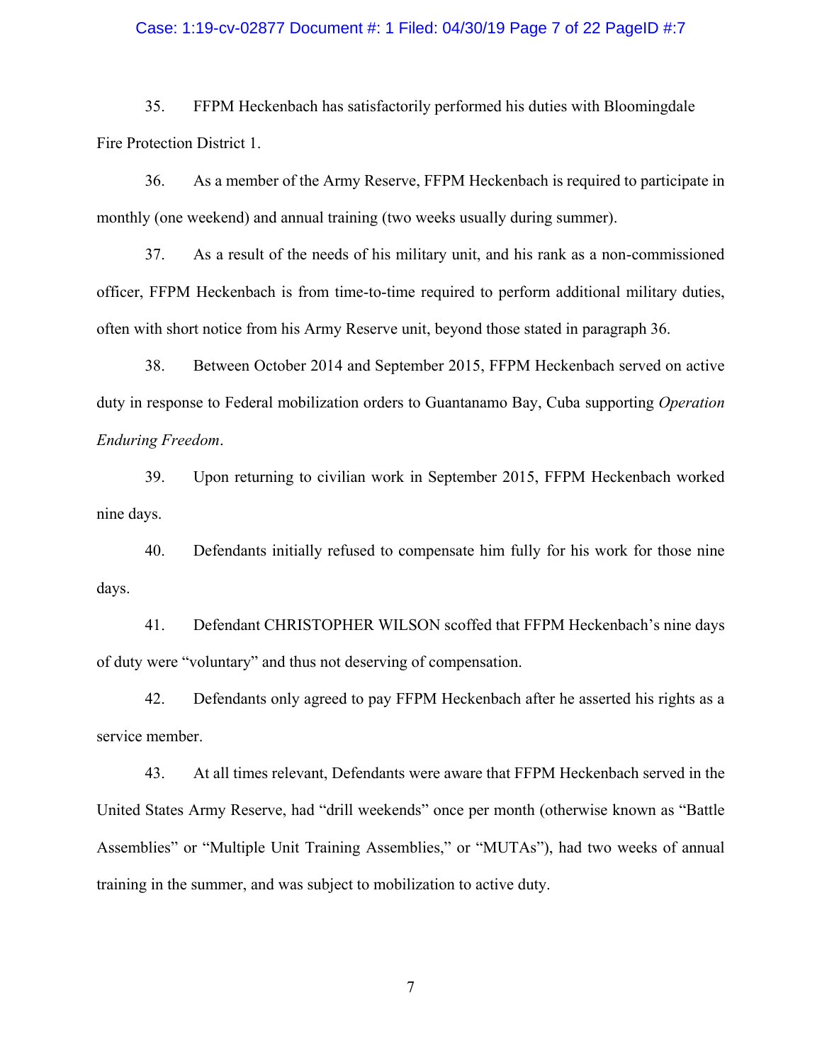35. FFPM Heckenbach has satisfactorily performed his duties with Bloomingdale Fire Protection District 1.

36. As a member of the Army Reserve, FFPM Heckenbach is required to participate in monthly (one weekend) and annual training (two weeks usually during summer).

37. As a result of the needs of his military unit, and his rank as a non-commissioned officer, FFPM Heckenbach is from time-to-time required to perform additional military duties, often with short notice from his Army Reserve unit, beyond those stated in paragraph 36.

38. Between October 2014 and September 2015, FFPM Heckenbach served on active duty in response to Federal mobilization orders to Guantanamo Bay, Cuba supporting *Operation Enduring Freedom*.

39. Upon returning to civilian work in September 2015, FFPM Heckenbach worked nine days.

40. Defendants initially refused to compensate him fully for his work for those nine days.

41. Defendant CHRISTOPHER WILSON scoffed that FFPM Heckenbach's nine days of duty were "voluntary" and thus not deserving of compensation.

42. Defendants only agreed to pay FFPM Heckenbach after he asserted his rights as a service member.

43. At all times relevant, Defendants were aware that FFPM Heckenbach served in the United States Army Reserve, had "drill weekends" once per month (otherwise known as "Battle Assemblies" or "Multiple Unit Training Assemblies," or "MUTAs"), had two weeks of annual training in the summer, and was subject to mobilization to active duty.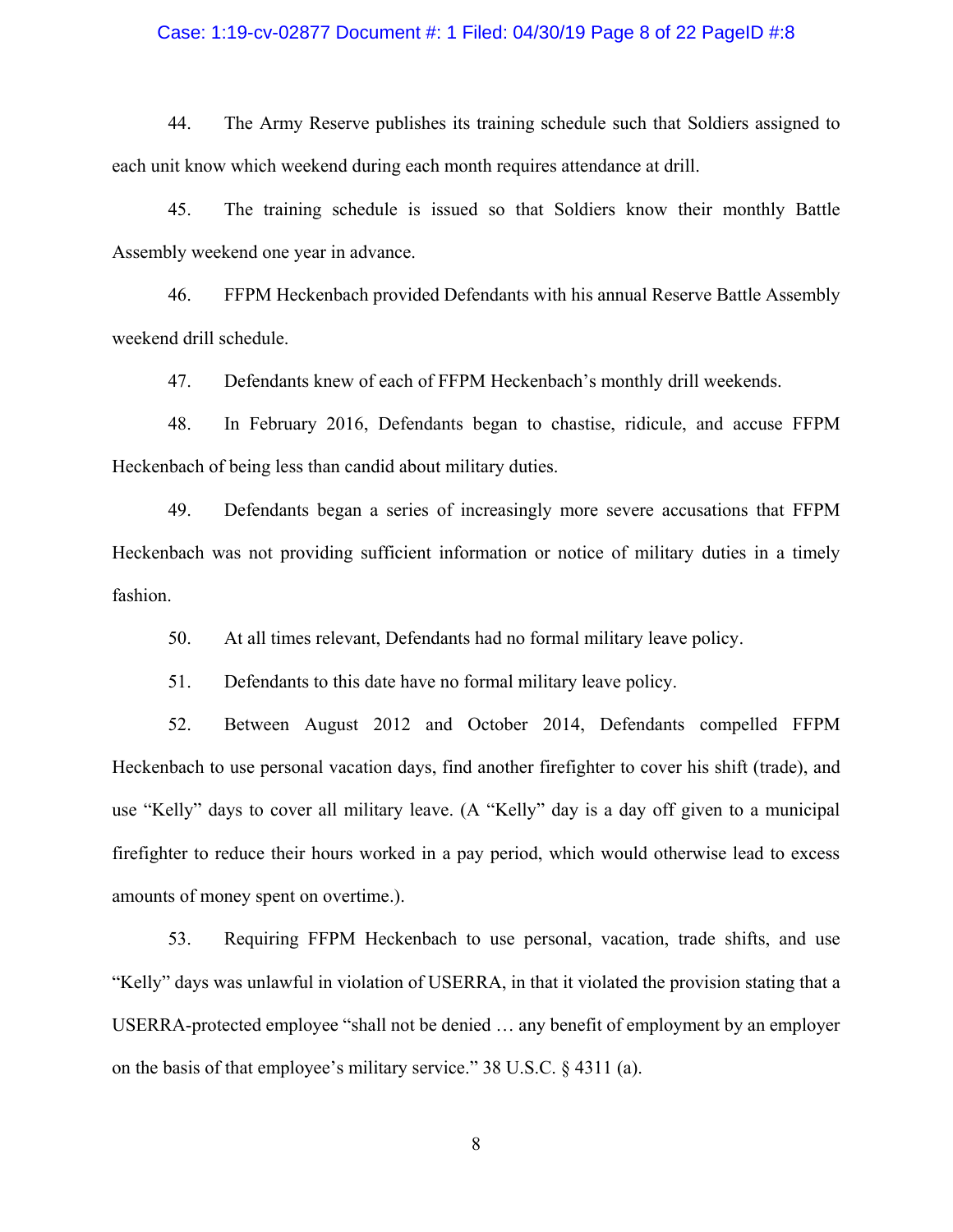44. The Army Reserve publishes its training schedule such that Soldiers assigned to each unit know which weekend during each month requires attendance at drill.

45. The training schedule is issued so that Soldiers know their monthly Battle Assembly weekend one year in advance.

46. FFPM Heckenbach provided Defendants with his annual Reserve Battle Assembly weekend drill schedule.

47. Defendants knew of each of FFPM Heckenbach's monthly drill weekends.

48. In February 2016, Defendants began to chastise, ridicule, and accuse FFPM Heckenbach of being less than candid about military duties.

49. Defendants began a series of increasingly more severe accusations that FFPM Heckenbach was not providing sufficient information or notice of military duties in a timely fashion.

50. At all times relevant, Defendants had no formal military leave policy.

51. Defendants to this date have no formal military leave policy.

52. Between August 2012 and October 2014, Defendants compelled FFPM Heckenbach to use personal vacation days, find another firefighter to cover his shift (trade), and use "Kelly" days to cover all military leave. (A "Kelly" day is a day off given to a municipal firefighter to reduce their hours worked in a pay period, which would otherwise lead to excess amounts of money spent on overtime.).

53. Requiring FFPM Heckenbach to use personal, vacation, trade shifts, and use "Kelly" days was unlawful in violation of USERRA, in that it violated the provision stating that a USERRA-protected employee "shall not be denied … any benefit of employment by an employer on the basis of that employee's military service." 38 U.S.C. § 4311 (a).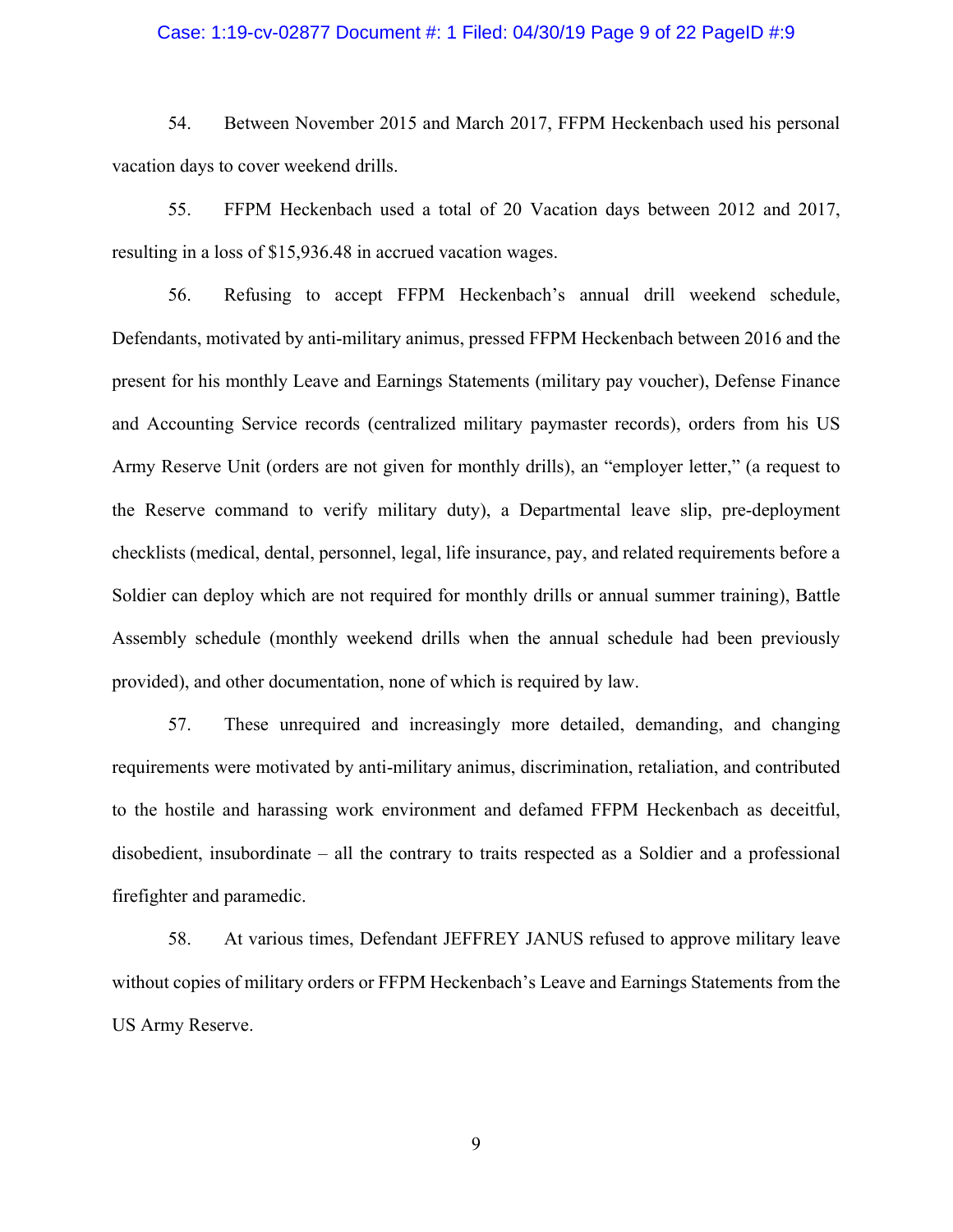54. Between November 2015 and March 2017, FFPM Heckenbach used his personal vacation days to cover weekend drills.

55. FFPM Heckenbach used a total of 20 Vacation days between 2012 and 2017, resulting in a loss of $15,936.48 in accrued vacation wages.

56. Refusing to accept FFPM Heckenbach's annual drill weekend schedule, Defendants, motivated by anti-military animus, pressed FFPM Heckenbach between 2016 and the present for his monthly Leave and Earnings Statements (military pay voucher), Defense Finance and Accounting Service records (centralized military paymaster records), orders from his US Army Reserve Unit (orders are not given for monthly drills), an "employer letter," (a request to the Reserve command to verify military duty), a Departmental leave slip, pre-deployment checklists (medical, dental, personnel, legal, life insurance, pay, and related requirements before a Soldier can deploy which are not required for monthly drills or annual summer training), Battle Assembly schedule (monthly weekend drills when the annual schedule had been previously provided), and other documentation, none of which is required by law.

57. These unrequired and increasingly more detailed, demanding, and changing requirements were motivated by anti-military animus, discrimination, retaliation, and contributed to the hostile and harassing work environment and defamed FFPM Heckenbach as deceitful, disobedient, insubordinate – all the contrary to traits respected as a Soldier and a professional firefighter and paramedic.

58. At various times, Defendant JEFFREY JANUS refused to approve military leave without copies of military orders or FFPM Heckenbach's Leave and Earnings Statements from the US Army Reserve.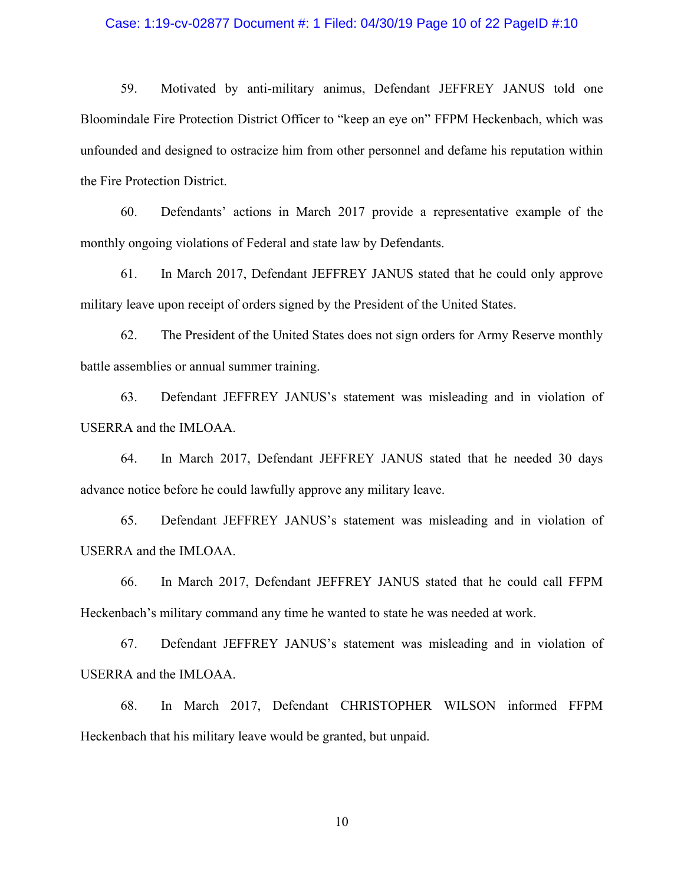59. Motivated by anti-military animus, Defendant JEFFREY JANUS told one Bloomindale Fire Protection District Officer to "keep an eye on" FFPM Heckenbach, which was unfounded and designed to ostracize him from other personnel and defame his reputation within the Fire Protection District.

60. Defendants' actions in March 2017 provide a representative example of the monthly ongoing violations of Federal and state law by Defendants.

61. In March 2017, Defendant JEFFREY JANUS stated that he could only approve military leave upon receipt of orders signed by the President of the United States.

62. The President of the United States does not sign orders for Army Reserve monthly battle assemblies or annual summer training.

63. Defendant JEFFREY JANUS's statement was misleading and in violation of USERRA and the IMLOAA.

64. In March 2017, Defendant JEFFREY JANUS stated that he needed 30 days advance notice before he could lawfully approve any military leave.

65. Defendant JEFFREY JANUS's statement was misleading and in violation of USERRA and the IMLOAA.

66. In March 2017, Defendant JEFFREY JANUS stated that he could call FFPM Heckenbach's military command any time he wanted to state he was needed at work.

67. Defendant JEFFREY JANUS's statement was misleading and in violation of USERRA and the IMLOAA.

68. In March 2017, Defendant CHRISTOPHER WILSON informed FFPM Heckenbach that his military leave would be granted, but unpaid.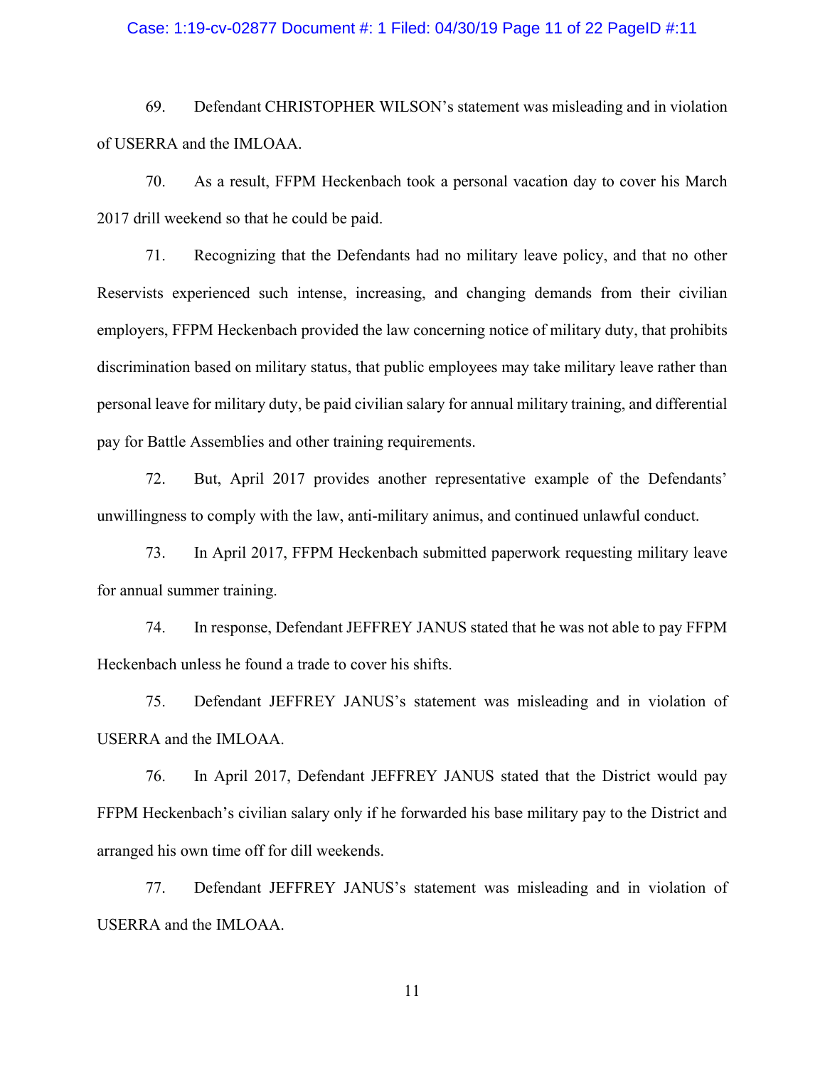69. Defendant CHRISTOPHER WILSON's statement was misleading and in violation of USERRA and the IMLOAA.

70. As a result, FFPM Heckenbach took a personal vacation day to cover his March 2017 drill weekend so that he could be paid.

71. Recognizing that the Defendants had no military leave policy, and that no other Reservists experienced such intense, increasing, and changing demands from their civilian employers, FFPM Heckenbach provided the law concerning notice of military duty, that prohibits discrimination based on military status, that public employees may take military leave rather than personal leave for military duty, be paid civilian salary for annual military training, and differential pay for Battle Assemblies and other training requirements.

72. But, April 2017 provides another representative example of the Defendants' unwillingness to comply with the law, anti-military animus, and continued unlawful conduct.

73. In April 2017, FFPM Heckenbach submitted paperwork requesting military leave for annual summer training.

74. In response, Defendant JEFFREY JANUS stated that he was not able to pay FFPM Heckenbach unless he found a trade to cover his shifts.

75. Defendant JEFFREY JANUS's statement was misleading and in violation of USERRA and the IMLOAA.

76. In April 2017, Defendant JEFFREY JANUS stated that the District would pay FFPM Heckenbach's civilian salary only if he forwarded his base military pay to the District and arranged his own time off for dill weekends.

77. Defendant JEFFREY JANUS's statement was misleading and in violation of USERRA and the IMLOAA.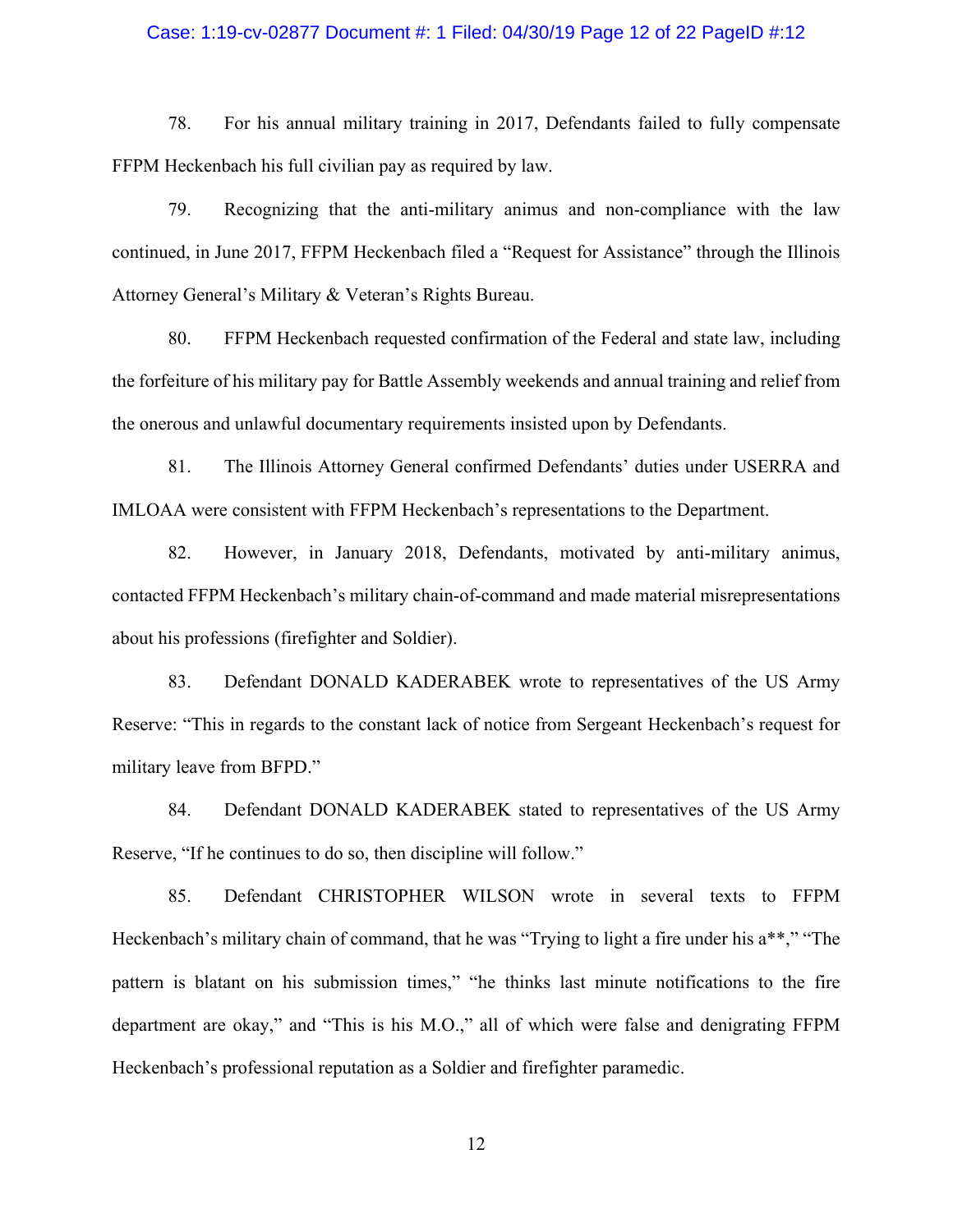78. For his annual military training in 2017, Defendants failed to fully compensate FFPM Heckenbach his full civilian pay as required by law.

79. Recognizing that the anti-military animus and non-compliance with the law continued, in June 2017, FFPM Heckenbach filed a "Request for Assistance" through the Illinois Attorney General's Military & Veteran's Rights Bureau.

80. FFPM Heckenbach requested confirmation of the Federal and state law, including the forfeiture of his military pay for Battle Assembly weekends and annual training and relief from the onerous and unlawful documentary requirements insisted upon by Defendants.

81. The Illinois Attorney General confirmed Defendants' duties under USERRA and IMLOAA were consistent with FFPM Heckenbach's representations to the Department.

82. However, in January 2018, Defendants, motivated by anti-military animus, contacted FFPM Heckenbach's military chain-of-command and made material misrepresentations about his professions (firefighter and Soldier).

83. Defendant DONALD KADERABEK wrote to representatives of the US Army Reserve: "This in regards to the constant lack of notice from Sergeant Heckenbach's request for military leave from BFPD."

84. Defendant DONALD KADERABEK stated to representatives of the US Army Reserve, "If he continues to do so, then discipline will follow."

85. Defendant CHRISTOPHER WILSON wrote in several texts to FFPM Heckenbach's military chain of command, that he was "Trying to light a fire under his a**," "The pattern is blatant on his submission times," "he thinks last minute notifications to the fire department are okay," and "This is his M.O.," all of which were false and denigrating FFPM Heckenbach's professional reputation as a Soldier and firefighter paramedic.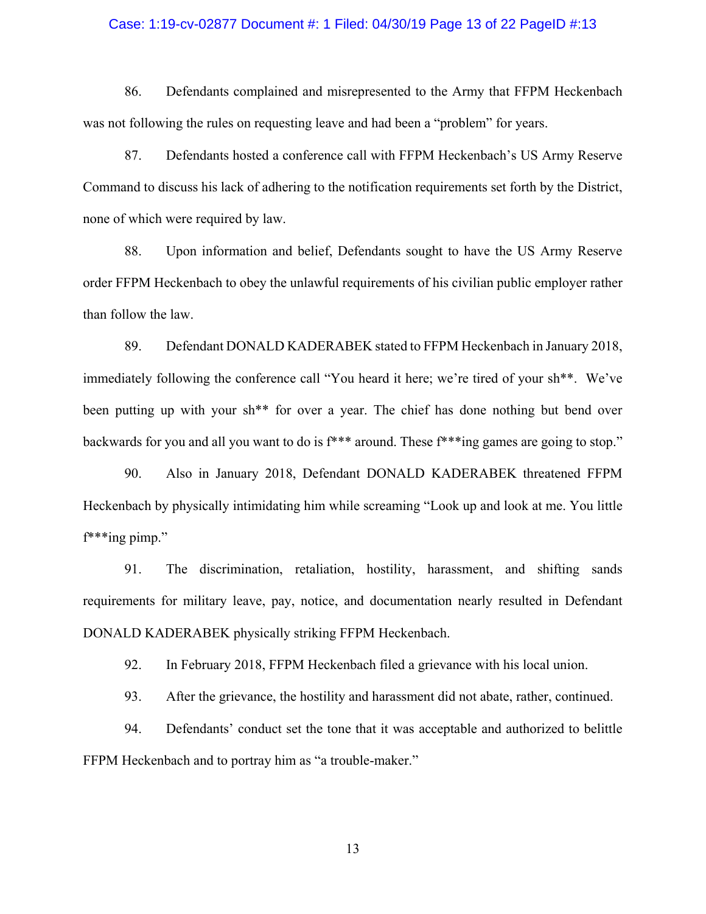86. Defendants complained and misrepresented to the Army that FFPM Heckenbach was not following the rules on requesting leave and had been a "problem" for years.

87. Defendants hosted a conference call with FFPM Heckenbach's US Army Reserve Command to discuss his lack of adhering to the notification requirements set forth by the District, none of which were required by law.

88. Upon information and belief, Defendants sought to have the US Army Reserve order FFPM Heckenbach to obey the unlawful requirements of his civilian public employer rather than follow the law.

89. Defendant DONALD KADERABEK stated to FFPM Heckenbach in January 2018, immediately following the conference call "You heard it here; we're tired of your sh**. We've been putting up with your sh** for over a year. The chief has done nothing but bend over backwards for you and all you want to do is f*** around. These f***ing games are going to stop."

90. Also in January 2018, Defendant DONALD KADERABEK threatened FFPM Heckenbach by physically intimidating him while screaming "Look up and look at me. You little f***ing pimp."

91. The discrimination, retaliation, hostility, harassment, and shifting sands requirements for military leave, pay, notice, and documentation nearly resulted in Defendant DONALD KADERABEK physically striking FFPM Heckenbach.

92. In February 2018, FFPM Heckenbach filed a grievance with his local union.

93. After the grievance, the hostility and harassment did not abate, rather, continued.

94. Defendants' conduct set the tone that it was acceptable and authorized to belittle FFPM Heckenbach and to portray him as "a trouble-maker."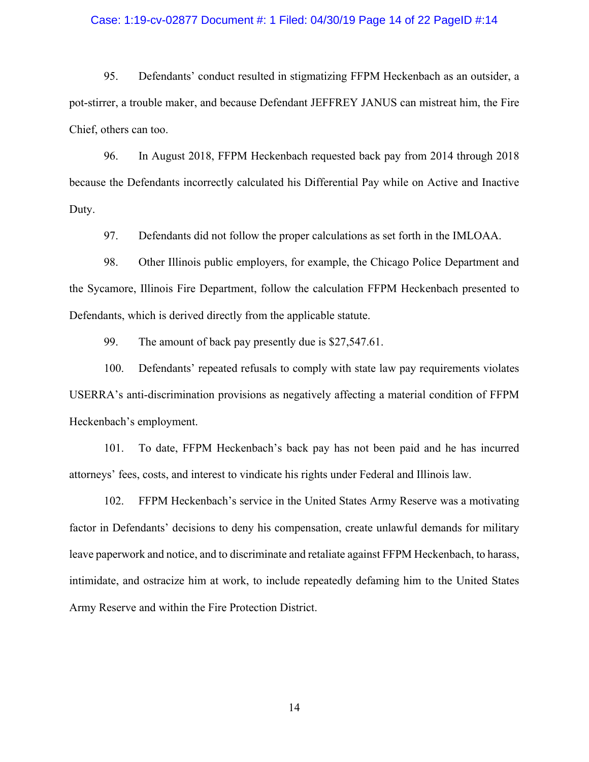95. Defendants' conduct resulted in stigmatizing FFPM Heckenbach as an outsider, a pot-stirrer, a trouble maker, and because Defendant JEFFREY JANUS can mistreat him, the Fire Chief, others can too.

96. In August 2018, FFPM Heckenbach requested back pay from 2014 through 2018 because the Defendants incorrectly calculated his Differential Pay while on Active and Inactive Duty.

97. Defendants did not follow the proper calculations as set forth in the IMLOAA.

98. Other Illinois public employers, for example, the Chicago Police Department and the Sycamore, Illinois Fire Department, follow the calculation FFPM Heckenbach presented to Defendants, which is derived directly from the applicable statute.

99. The amount of back pay presently due is $27,547.61.

100. Defendants' repeated refusals to comply with state law pay requirements violates USERRA's anti-discrimination provisions as negatively affecting a material condition of FFPM Heckenbach's employment.

101. To date, FFPM Heckenbach's back pay has not been paid and he has incurred attorneys' fees, costs, and interest to vindicate his rights under Federal and Illinois law.

102. FFPM Heckenbach's service in the United States Army Reserve was a motivating factor in Defendants' decisions to deny his compensation, create unlawful demands for military leave paperwork and notice, and to discriminate and retaliate against FFPM Heckenbach, to harass, intimidate, and ostracize him at work, to include repeatedly defaming him to the United States Army Reserve and within the Fire Protection District.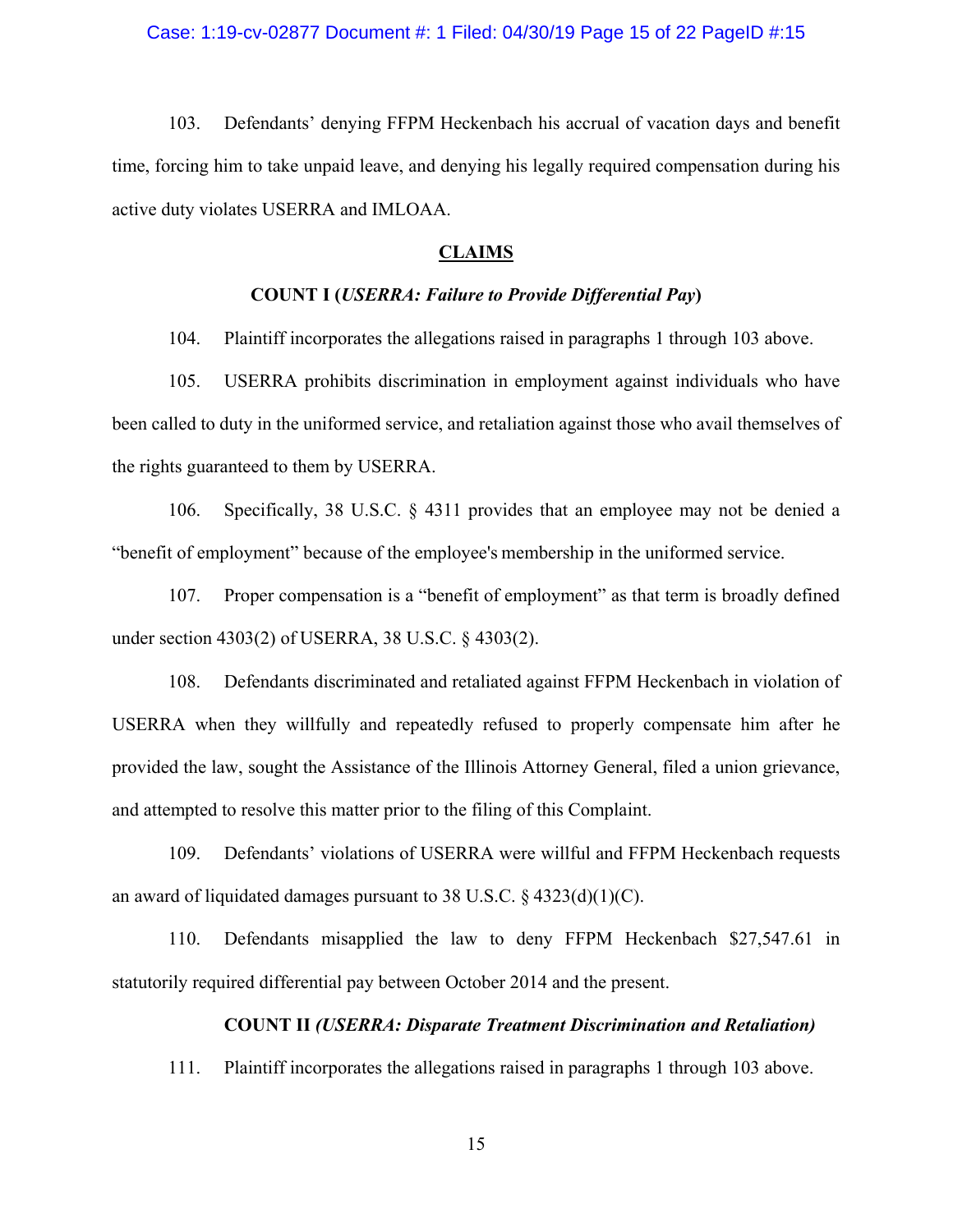103. Defendants' denying FFPM Heckenbach his accrual of vacation days and benefit time, forcing him to take unpaid leave, and denying his legally required compensation during his active duty violates USERRA and IMLOAA.

## CLAIMS

### COUNT I (*USERRA: Failure to Provide Differential Pay*)

104. Plaintiff incorporates the allegations raised in paragraphs 1 through 103 above.

105. USERRA prohibits discrimination in employment against individuals who have been called to duty in the uniformed service, and retaliation against those who avail themselves of the rights guaranteed to them by USERRA.

106. Specifically, 38 U.S.C. § 4311 provides that an employee may not be denied a "benefit of employment" because of the employee's membership in the uniformed service.

107. Proper compensation is a "benefit of employment" as that term is broadly defined under section 4303(2) of USERRA, 38 U.S.C. § 4303(2).

108. Defendants discriminated and retaliated against FFPM Heckenbach in violation of USERRA when they willfully and repeatedly refused to properly compensate him after he provided the law, sought the Assistance of the Illinois Attorney General, filed a union grievance, and attempted to resolve this matter prior to the filing of this Complaint.

109. Defendants' violations of USERRA were willful and FFPM Heckenbach requests an award of liquidated damages pursuant to 38 U.S.C. § 4323(d)(1)(C).

110. Defendants misapplied the law to deny FFPM Heckenbach $27,547.61 in statutorily required differential pay between October 2014 and the present.

### COUNT II *(USERRA: Disparate Treatment Discrimination and Retaliation)*

111. Plaintiff incorporates the allegations raised in paragraphs 1 through 103 above.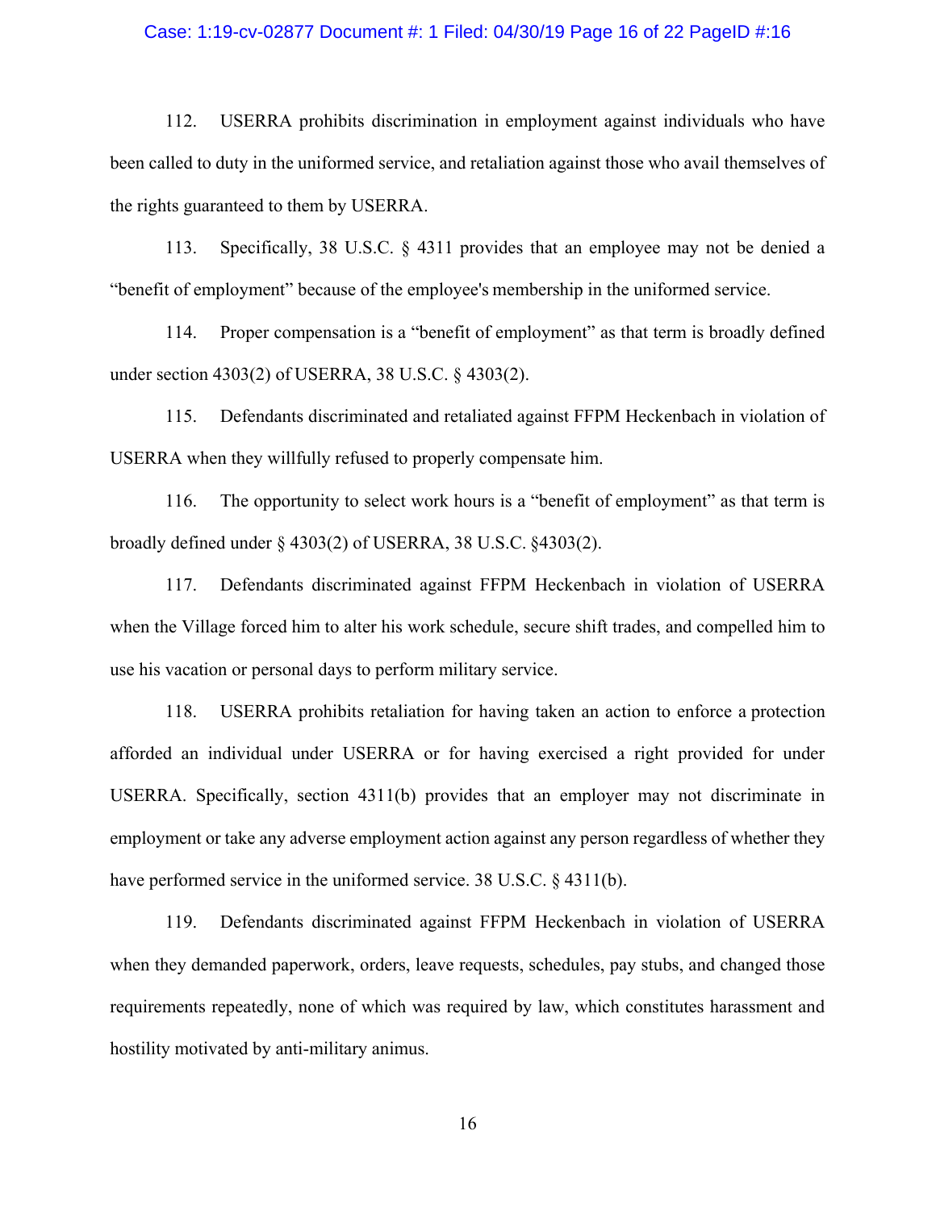112. USERRA prohibits discrimination in employment against individuals who have been called to duty in the uniformed service, and retaliation against those who avail themselves of the rights guaranteed to them by USERRA.

113. Specifically, 38 U.S.C. § 4311 provides that an employee may not be denied a "benefit of employment" because of the employee's membership in the uniformed service.

114. Proper compensation is a "benefit of employment" as that term is broadly defined under section 4303(2) of USERRA, 38 U.S.C. § 4303(2).

115. Defendants discriminated and retaliated against FFPM Heckenbach in violation of USERRA when they willfully refused to properly compensate him.

116. The opportunity to select work hours is a "benefit of employment" as that term is broadly defined under § 4303(2) of USERRA, 38 U.S.C. §4303(2).

117. Defendants discriminated against FFPM Heckenbach in violation of USERRA when the Village forced him to alter his work schedule, secure shift trades, and compelled him to use his vacation or personal days to perform military service.

118. USERRA prohibits retaliation for having taken an action to enforce a protection afforded an individual under USERRA or for having exercised a right provided for under USERRA. Specifically, section 4311(b) provides that an employer may not discriminate in employment or take any adverse employment action against any person regardless of whether they have performed service in the uniformed service. 38 U.S.C. § 4311(b).

119. Defendants discriminated against FFPM Heckenbach in violation of USERRA when they demanded paperwork, orders, leave requests, schedules, pay stubs, and changed those requirements repeatedly, none of which was required by law, which constitutes harassment and hostility motivated by anti-military animus.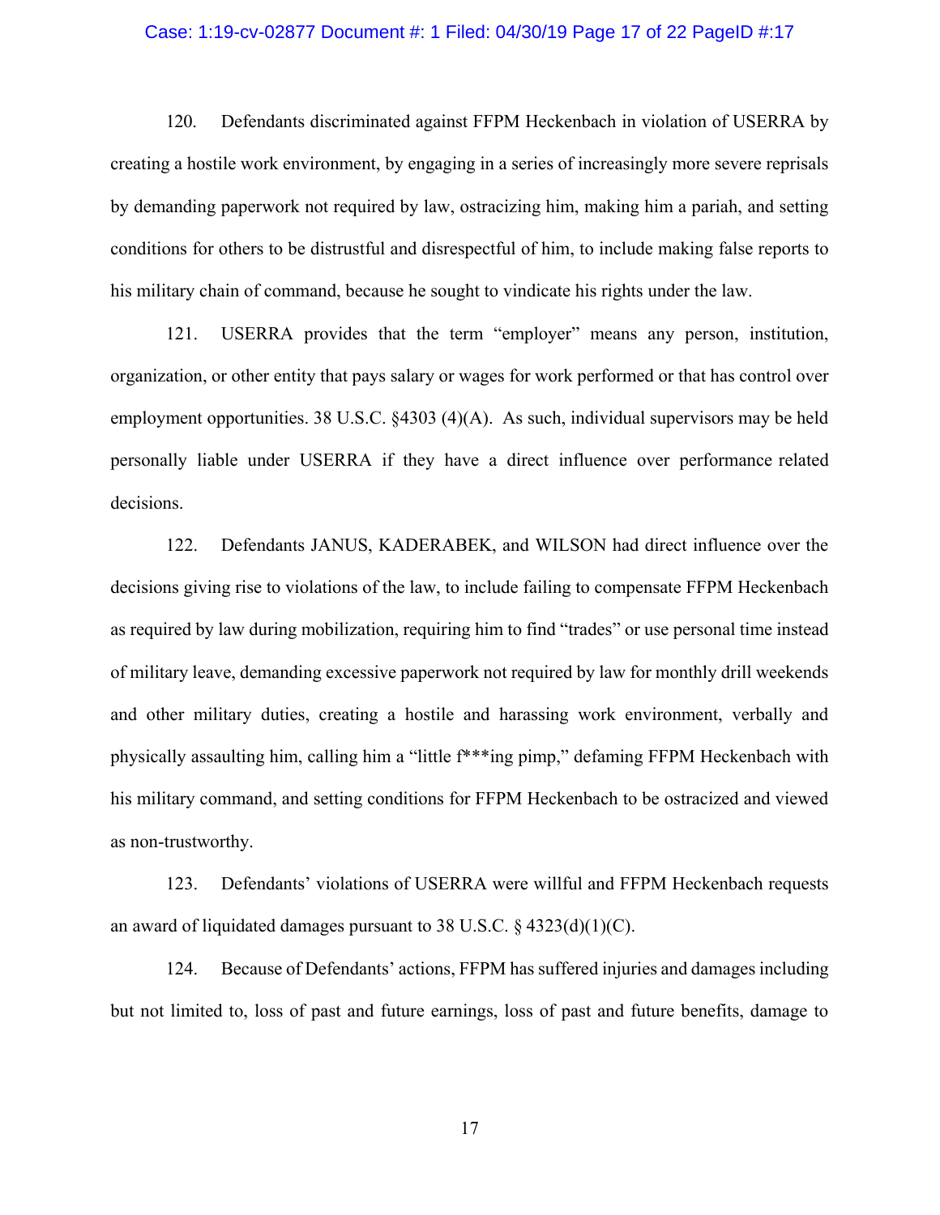120. Defendants discriminated against FFPM Heckenbach in violation of USERRA by creating a hostile work environment, by engaging in a series of increasingly more severe reprisals by demanding paperwork not required by law, ostracizing him, making him a pariah, and setting conditions for others to be distrustful and disrespectful of him, to include making false reports to his military chain of command, because he sought to vindicate his rights under the law.

121. USERRA provides that the term "employer" means any person, institution, organization, or other entity that pays salary or wages for work performed or that has control over employment opportunities. 38 U.S.C. §4303 (4)(A). As such, individual supervisors may be held personally liable under USERRA if they have a direct influence over performance related decisions.

122. Defendants JANUS, KADERABEK, and WILSON had direct influence over the decisions giving rise to violations of the law, to include failing to compensate FFPM Heckenbach as required by law during mobilization, requiring him to find "trades" or use personal time instead of military leave, demanding excessive paperwork not required by law for monthly drill weekends and other military duties, creating a hostile and harassing work environment, verbally and physically assaulting him, calling him a "little f***ing pimp," defaming FFPM Heckenbach with his military command, and setting conditions for FFPM Heckenbach to be ostracized and viewed as non-trustworthy.

123. Defendants' violations of USERRA were willful and FFPM Heckenbach requests an award of liquidated damages pursuant to 38 U.S.C. § 4323(d)(1)(C).

124. Because of Defendants' actions, FFPM has suffered injuries and damages including but not limited to, loss of past and future earnings, loss of past and future benefits, damage to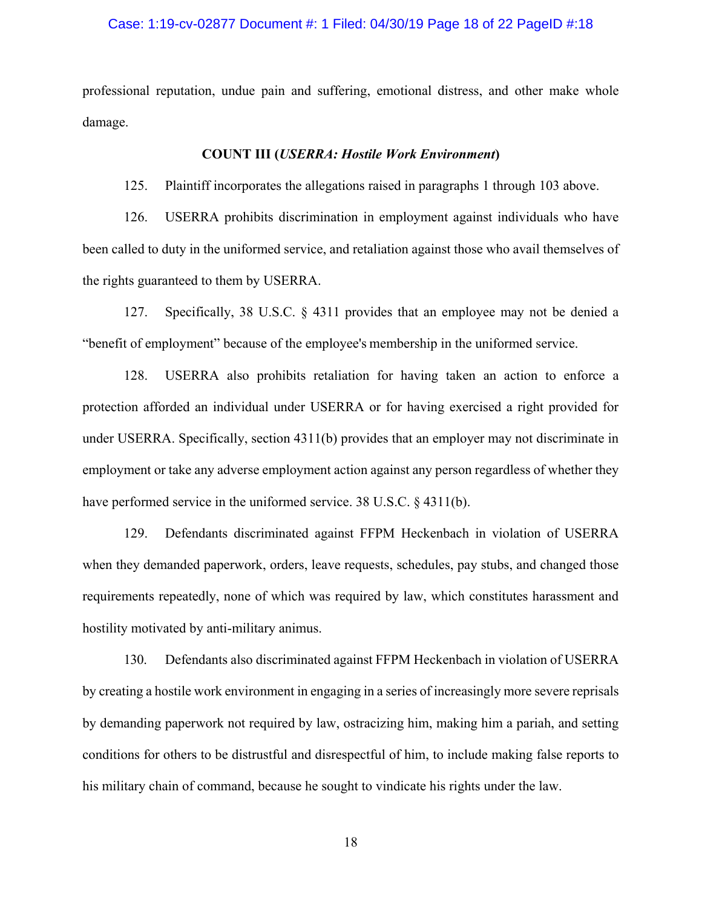professional reputation, undue pain and suffering, emotional distress, and other make whole damage.

**COUNT III (*USERRA: Hostile Work Environment*)**

125. Plaintiff incorporates the allegations raised in paragraphs 1 through 103 above.

126. USERRA prohibits discrimination in employment against individuals who have been called to duty in the uniformed service, and retaliation against those who avail themselves of the rights guaranteed to them by USERRA.

127. Specifically, 38 U.S.C. § 4311 provides that an employee may not be denied a "benefit of employment" because of the employee's membership in the uniformed service.

128. USERRA also prohibits retaliation for having taken an action to enforce a protection afforded an individual under USERRA or for having exercised a right provided for under USERRA. Specifically, section 4311(b) provides that an employer may not discriminate in employment or take any adverse employment action against any person regardless of whether they have performed service in the uniformed service. 38 U.S.C. § 4311(b).

129. Defendants discriminated against FFPM Heckenbach in violation of USERRA when they demanded paperwork, orders, leave requests, schedules, pay stubs, and changed those requirements repeatedly, none of which was required by law, which constitutes harassment and hostility motivated by anti-military animus.

130. Defendants also discriminated against FFPM Heckenbach in violation of USERRA by creating a hostile work environment in engaging in a series of increasingly more severe reprisals by demanding paperwork not required by law, ostracizing him, making him a pariah, and setting conditions for others to be distrustful and disrespectful of him, to include making false reports to his military chain of command, because he sought to vindicate his rights under the law.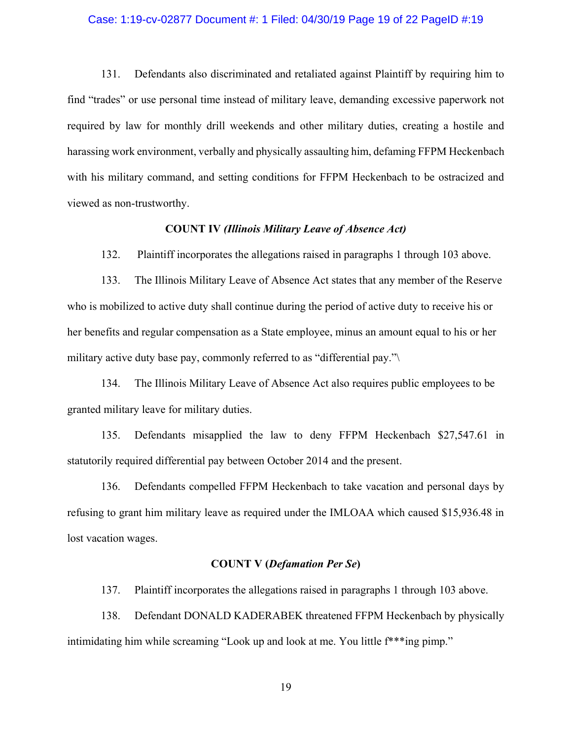131. Defendants also discriminated and retaliated against Plaintiff by requiring him to find "trades" or use personal time instead of military leave, demanding excessive paperwork not required by law for monthly drill weekends and other military duties, creating a hostile and harassing work environment, verbally and physically assaulting him, defaming FFPM Heckenbach with his military command, and setting conditions for FFPM Heckenbach to be ostracized and viewed as non-trustworthy.

**COUNT IV *(Illinois Military Leave of Absence Act)***

132. Plaintiff incorporates the allegations raised in paragraphs 1 through 103 above.

133. The Illinois Military Leave of Absence Act states that any member of the Reserve who is mobilized to active duty shall continue during the period of active duty to receive his or her benefits and regular compensation as a State employee, minus an amount equal to his or her military active duty base pay, commonly referred to as "differential pay."\

134. The Illinois Military Leave of Absence Act also requires public employees to be granted military leave for military duties.

135. Defendants misapplied the law to deny FFPM Heckenbach $27,547.61 in statutorily required differential pay between October 2014 and the present.

136. Defendants compelled FFPM Heckenbach to take vacation and personal days by refusing to grant him military leave as required under the IMLOAA which caused $15,936.48 in lost vacation wages.

**COUNT V (*Defamation Per Se*)**

137. Plaintiff incorporates the allegations raised in paragraphs 1 through 103 above.

138. Defendant DONALD KADERABEK threatened FFPM Heckenbach by physically intimidating him while screaming "Look up and look at me. You little f***ing pimp."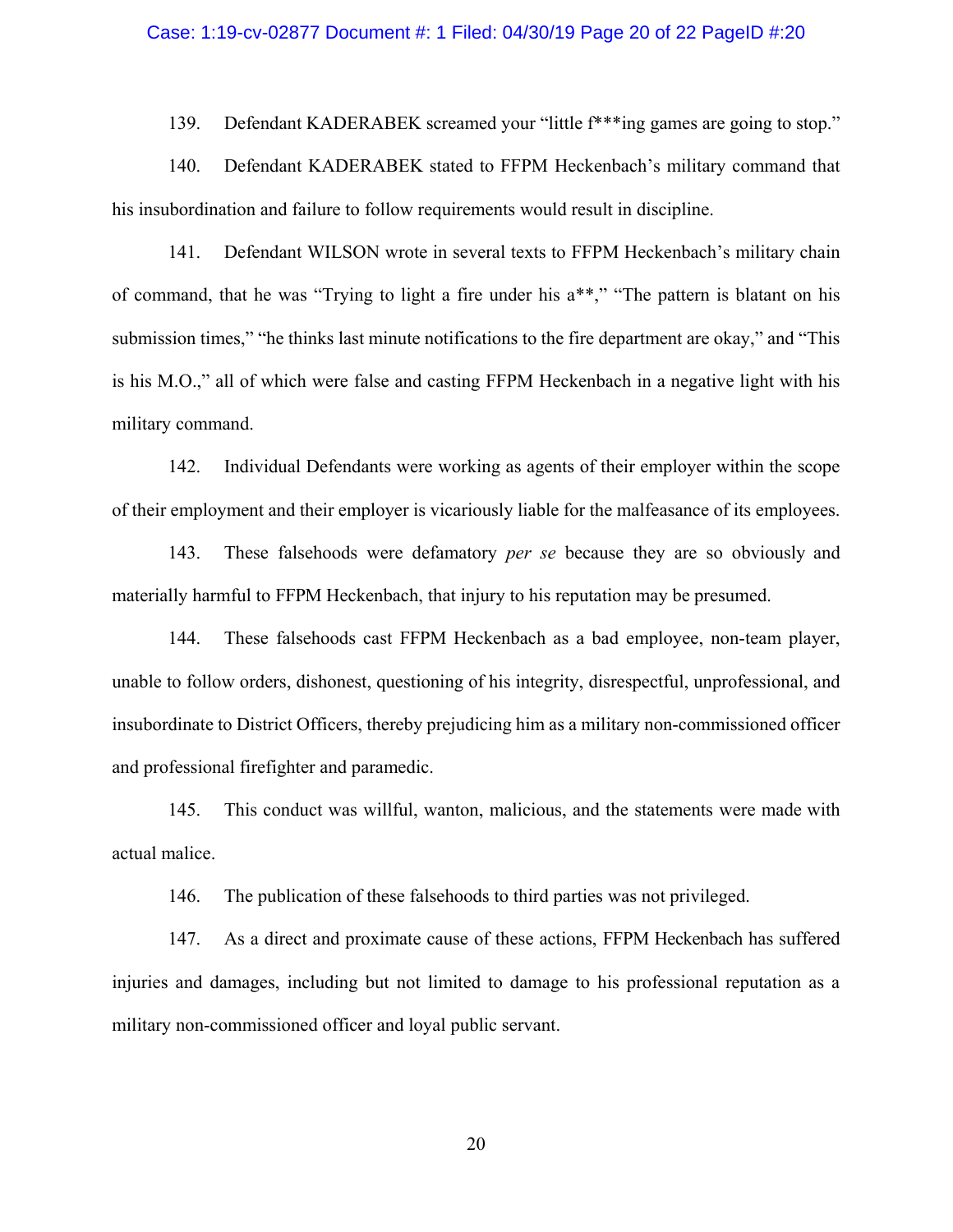139. Defendant KADERABEK screamed your "little f***ing games are going to stop."

140. Defendant KADERABEK stated to FFPM Heckenbach's military command that his insubordination and failure to follow requirements would result in discipline.

141. Defendant WILSON wrote in several texts to FFPM Heckenbach's military chain of command, that he was "Trying to light a fire under his a**," "The pattern is blatant on his submission times," "he thinks last minute notifications to the fire department are okay," and "This is his M.O.," all of which were false and casting FFPM Heckenbach in a negative light with his military command.

142. Individual Defendants were working as agents of their employer within the scope of their employment and their employer is vicariously liable for the malfeasance of its employees.

143. These falsehoods were defamatory *per se* because they are so obviously and materially harmful to FFPM Heckenbach, that injury to his reputation may be presumed.

144. These falsehoods cast FFPM Heckenbach as a bad employee, non-team player, unable to follow orders, dishonest, questioning of his integrity, disrespectful, unprofessional, and insubordinate to District Officers, thereby prejudicing him as a military non-commissioned officer and professional firefighter and paramedic.

145. This conduct was willful, wanton, malicious, and the statements were made with actual malice.

146. The publication of these falsehoods to third parties was not privileged.

147. As a direct and proximate cause of these actions, FFPM Heckenbach has suffered injuries and damages, including but not limited to damage to his professional reputation as a military non-commissioned officer and loyal public servant.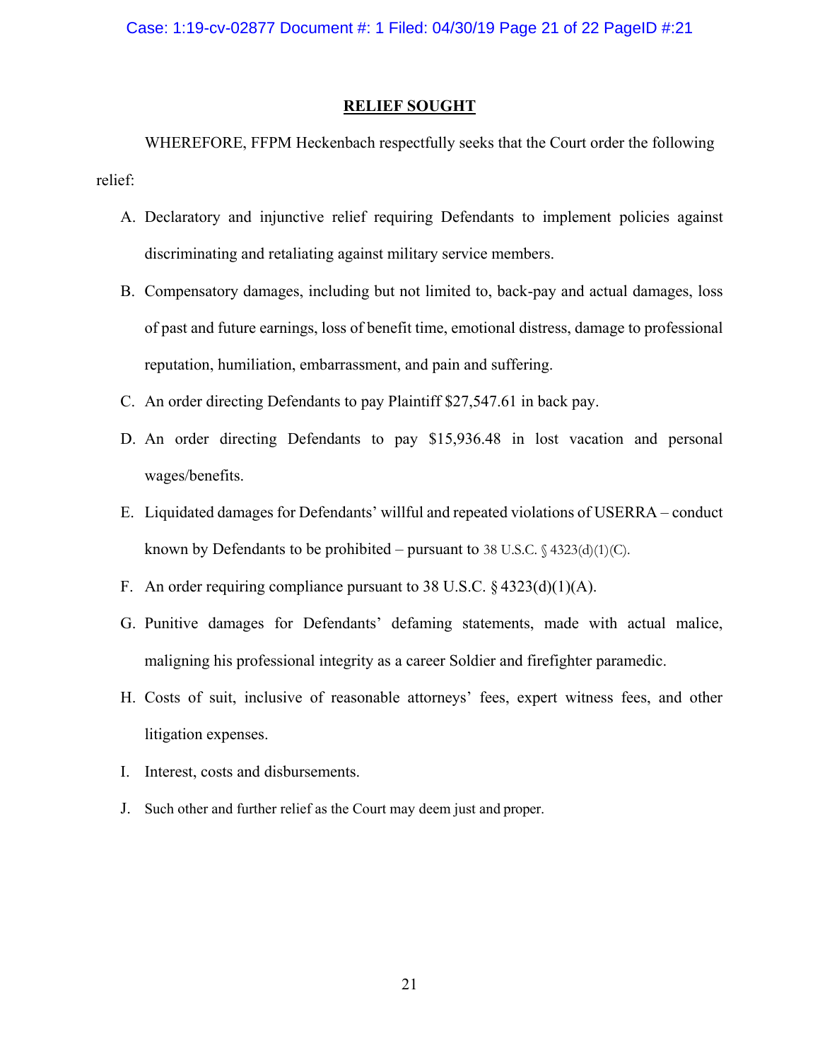## RELIEF SOUGHT

WHEREFORE, FFPM Heckenbach respectfully seeks that the Court order the following relief:

A. Declaratory and injunctive relief requiring Defendants to implement policies against discriminating and retaliating against military service members.

B. Compensatory damages, including but not limited to, back-pay and actual damages, loss of past and future earnings, loss of benefit time, emotional distress, damage to professional reputation, humiliation, embarrassment, and pain and suffering.

C. An order directing Defendants to pay Plaintiff $27,547.61 in back pay.

D. An order directing Defendants to pay $15,936.48 in lost vacation and personal wages/benefits.

E. Liquidated damages for Defendants' willful and repeated violations of USERRA – conduct known by Defendants to be prohibited – pursuant to 38 U.S.C. § 4323(d)(1)(C).

F. An order requiring compliance pursuant to 38 U.S.C. § 4323(d)(1)(A).

G. Punitive damages for Defendants' defaming statements, made with actual malice, maligning his professional integrity as a career Soldier and firefighter paramedic.

H. Costs of suit, inclusive of reasonable attorneys' fees, expert witness fees, and other litigation expenses.

I. Interest, costs and disbursements.

J. Such other and further relief as the Court may deem just and proper.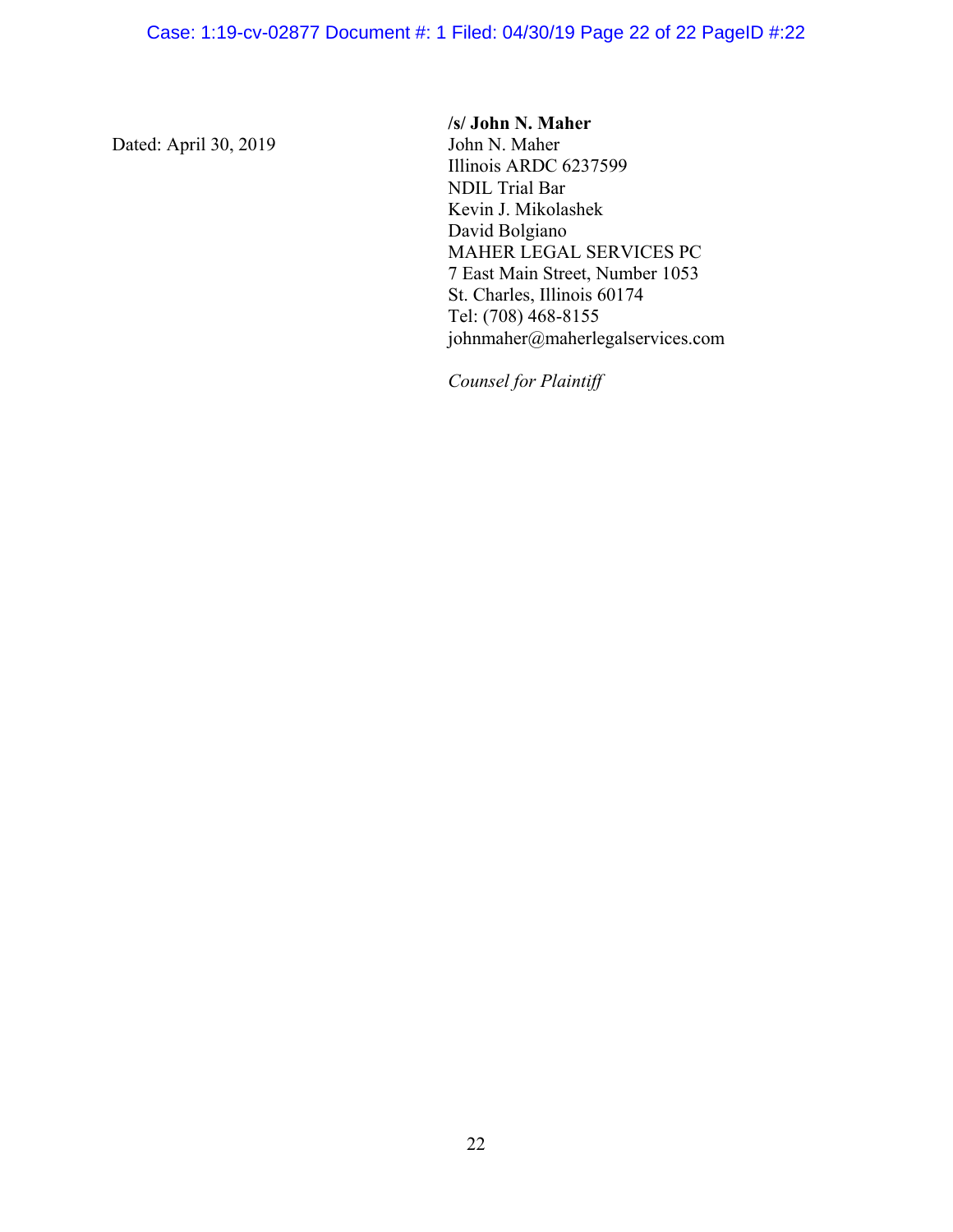Dated: April 30, 2019

**/s/ John N. Maher**
John N. Maher
Illinois ARDC 6237599
NDIL Trial Bar
Kevin J. Mikolashek
David Bolgiano
MAHER LEGAL SERVICES PC
7 East Main Street, Number 1053
St. Charles, Illinois 60174
Tel: (708) 468-8155
johnmaher@maherlegalservices.com

*Counsel for Plaintiff*